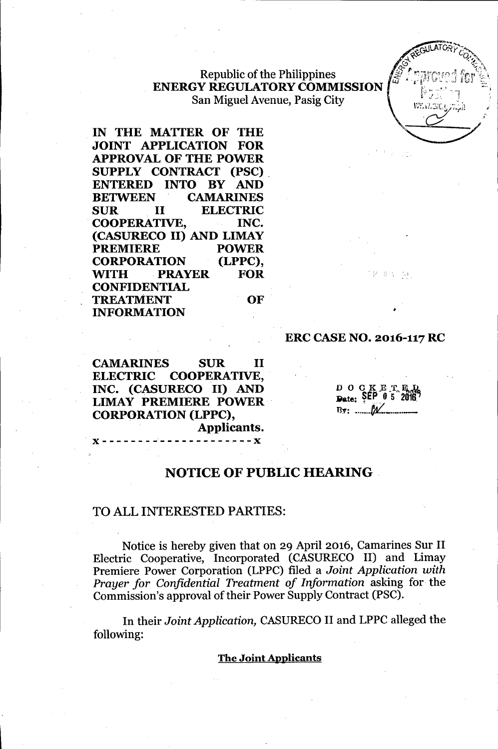Republic of the Philippines
**ENERGY REGULATORY COMMISSION**
San Miguel Avenue, Pasig City

**IN THE MATTER OF THE JOINT APPLICATION FOR APPROVAL OF THE POWER SUPPLY CONTRACT (PSC) ENTERED INTO BY AND BETWEEN CAMARINES SUR II ELECTRIC COOPERATIVE, INC. (CASURECO II) AND LIMAY PREMIERE POWER CORPORATION (LPPC), WITH PRAYER FOR CONFIDENTIAL TREATMENT OF INFORMATION**

**ERC CASE NO. 2016-117 RC**

**CAMARINES SUR II ELECTRIC COOPERATIVE, INC. (CASURECO II) AND LIMAY PREMIERE POWER CORPORATION (LPPC),**
**Applicants.**

x - - - - - - - - - - - - - - - - - - - - - x

DOCKETED
Date: SEP 05 2016
By: ______

## NOTICE OF PUBLIC HEARING

TO ALL INTERESTED PARTIES:

Notice is hereby given that on 29 April 2016, Camarines Sur II Electric Cooperative, Incorporated (CASURECO II) and Limay Premiere Power Corporation (LPPC) filed a *Joint Application with Prayer for Confidential Treatment of Information* asking for the Commission's approval of their Power Supply Contract (PSC).

In their *Joint Application*, CASURECO II and LPPC alleged the following:

**The Joint Applicants**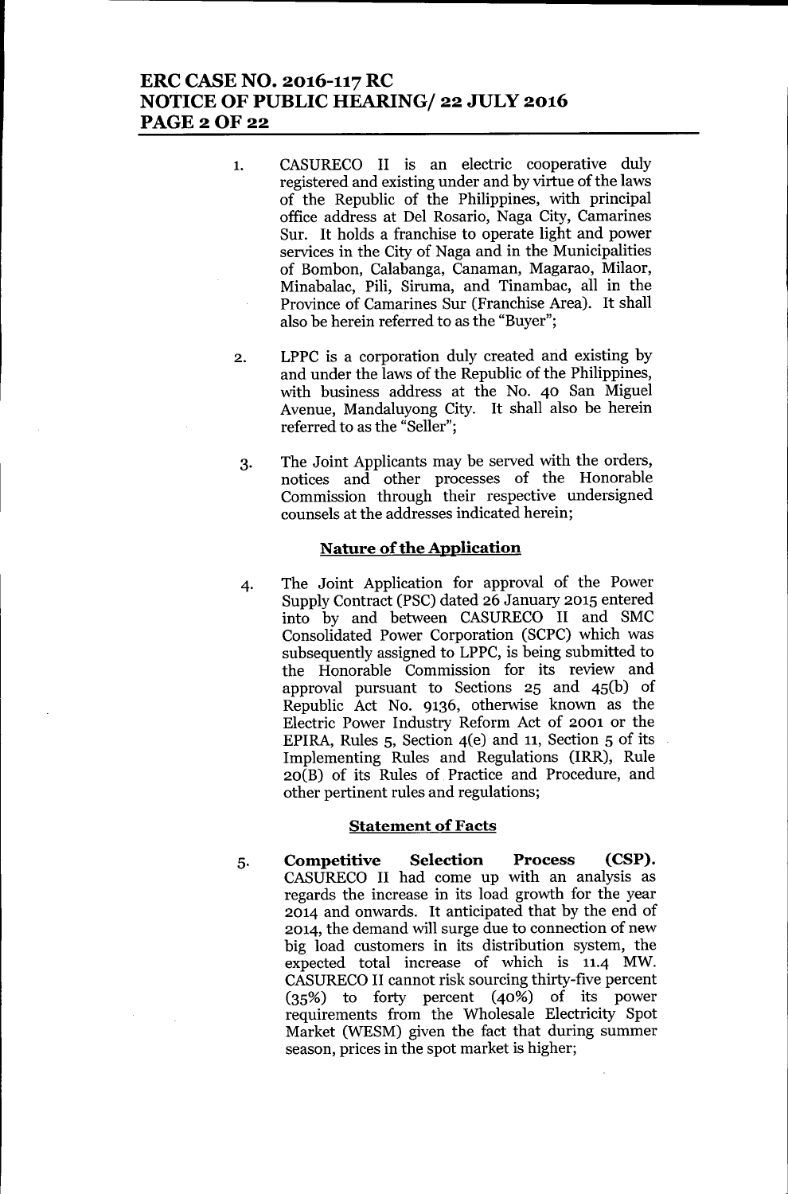1. CASURECO II is an electric cooperative duly registered and existing under and by virtue of the laws of the Republic of the Philippines, with principal office address at Del Rosario, Naga City, Camarines Sur. It holds a franchise to operate light and power services in the City of Naga and in the Municipalities of Bombon, Calabanga, Canaman, Magarao, Milaor, Minabalac, Pili, Siruma, and Tinambac, all in the Province of Camarines Sur (Franchise Area). It shall also be herein referred to as the "Buyer";

2. LPPC is a corporation duly created and existing by and under the laws of the Republic of the Philippines, with business address at the No. 40 San Miguel Avenue, Mandaluyong City. It shall also be herein referred to as the "Seller";

3. The Joint Applicants may be served with the orders, notices and other processes of the Honorable Commission through their respective undersigned counsels at the addresses indicated herein;

## Nature of the Application

4. The Joint Application for approval of the Power Supply Contract (PSC) dated 26 January 2015 entered into by and between CASURECO II and SMC Consolidated Power Corporation (SCPC) which was subsequently assigned to LPPC, is being submitted to the Honorable Commission for its review and approval pursuant to Sections 25 and 45(b) of Republic Act No. 9136, otherwise known as the Electric Power Industry Reform Act of 2001 or the EPIRA, Rules 5, Section 4(e) and 11, Section 5 of its Implementing Rules and Regulations (IRR), Rule 20(B) of its Rules of Practice and Procedure, and other pertinent rules and regulations;

## Statement of Facts

5. **Competitive Selection Process (CSP).** CASURECO II had come up with an analysis as regards the increase in its load growth for the year 2014 and onwards. It anticipated that by the end of 2014, the demand will surge due to connection of new big load customers in its distribution system, the expected total increase of which is 11.4 MW. CASURECO II cannot risk sourcing thirty-five percent (35%) to forty percent (40%) of its power requirements from the Wholesale Electricity Spot Market (WESM) given the fact that during summer season, prices in the spot market is higher;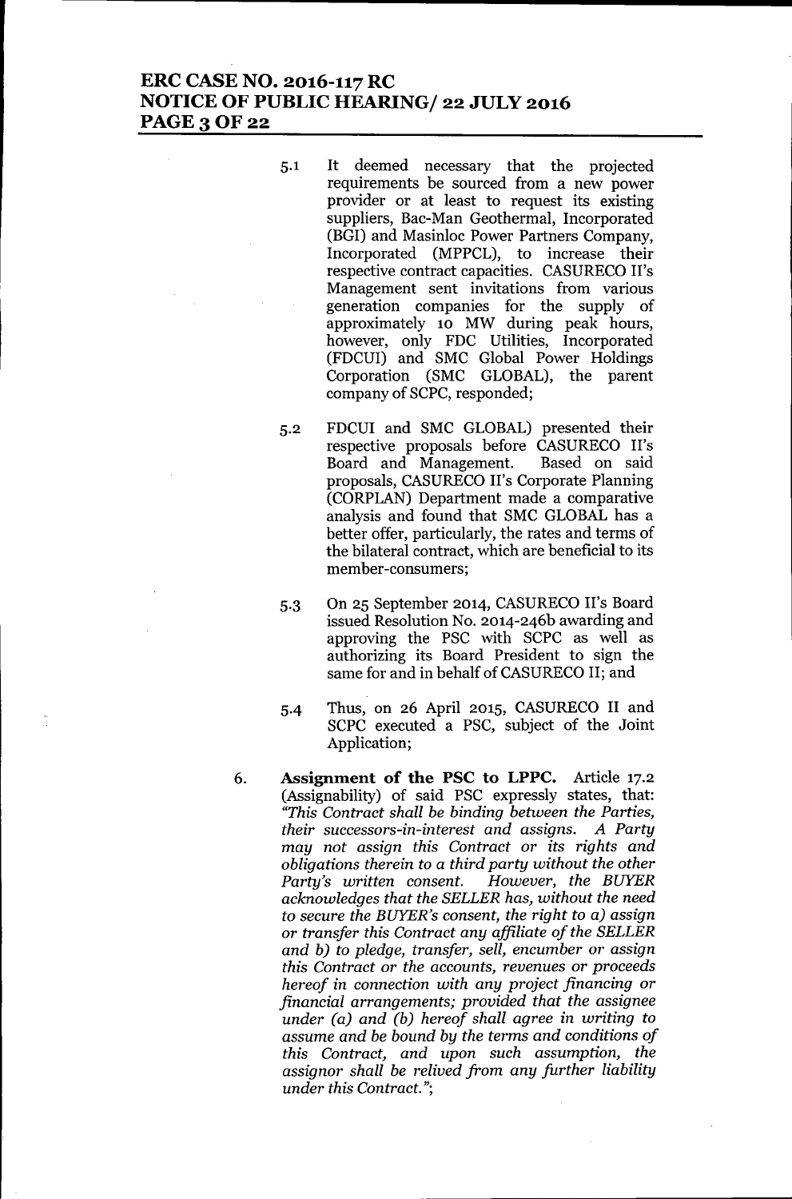5.1 It deemed necessary that the projected requirements be sourced from a new power provider or at least to request its existing suppliers, Bac-Man Geothermal, Incorporated (BGI) and Masinloc Power Partners Company, Incorporated (MPPCL), to increase their respective contract capacities. CASURECO II's Management sent invitations from various generation companies for the supply of approximately 10 MW during peak hours, however, only FDC Utilities, Incorporated (FDCUI) and SMC Global Power Holdings Corporation (SMC GLOBAL), the parent company of SCPC, responded;

5.2 FDCUI and SMC GLOBAL) presented their respective proposals before CASURECO II's Board and Management. Based on said proposals, CASURECO II's Corporate Planning (CORPLAN) Department made a comparative analysis and found that SMC GLOBAL has a better offer, particularly, the rates and terms of the bilateral contract, which are beneficial to its member-consumers;

5.3 On 25 September 2014, CASURECO II's Board issued Resolution No. 2014-246b awarding and approving the PSC with SCPC as well as authorizing its Board President to sign the same for and in behalf of CASURECO II; and

5.4 Thus, on 26 April 2015, CASURECO II and SCPC executed a PSC, subject of the Joint Application;

6. **Assignment of the PSC to LPPC.** Article 17.2 (Assignability) of said PSC expressly states, that: *"This Contract shall be binding between the Parties, their successors-in-interest and assigns. A Party may not assign this Contract or its rights and obligations therein to a third party without the other Party's written consent. However, the BUYER acknowledges that the SELLER has, without the need to secure the BUYER's consent, the right to a) assign or transfer this Contract any affiliate of the SELLER and b) to pledge, transfer, sell, encumber or assign this Contract or the accounts, revenues or proceeds hereof in connection with any project financing or financial arrangements; provided that the assignee under (a) and (b) hereof shall agree in writing to assume and be bound by the terms and conditions of this Contract, and upon such assumption, the assignor shall be relived from any further liability under this Contract."*;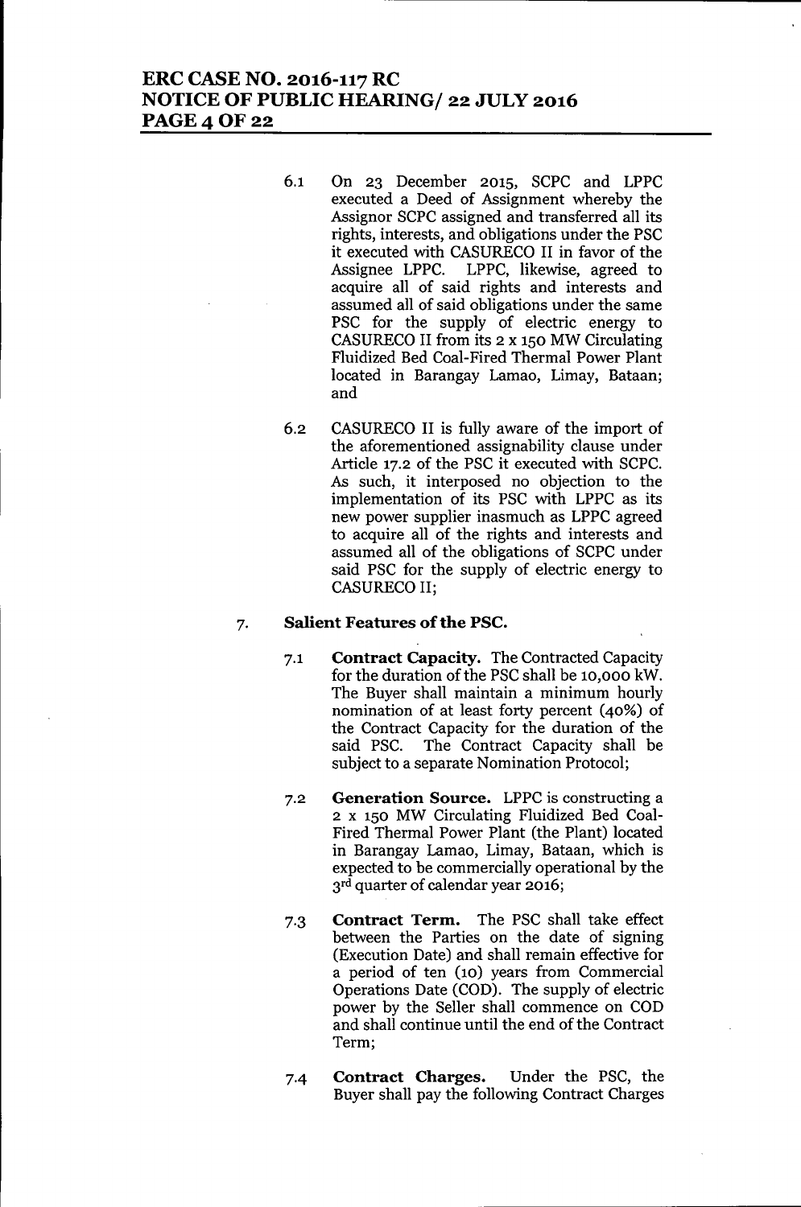6.1 On 23 December 2015, SCPC and LPPC executed a Deed of Assignment whereby the Assignor SCPC assigned and transferred all its rights, interests, and obligations under the PSC it executed with CASURECO II in favor of the Assignee LPPC. LPPC, likewise, agreed to acquire all of said rights and interests and assumed all of said obligations under the same PSC for the supply of electric energy to CASURECO II from its 2 x 150 MW Circulating Fluidized Bed Coal-Fired Thermal Power Plant located in Barangay Lamao, Limay, Bataan; and

6.2 CASURECO II is fully aware of the import of the aforementioned assignability clause under Article 17.2 of the PSC it executed with SCPC. As such, it interposed no objection to the implementation of its PSC with LPPC as its new power supplier inasmuch as LPPC agreed to acquire all of the rights and interests and assumed all of the obligations of SCPC under said PSC for the supply of electric energy to CASURECO II;

7. **Salient Features of the PSC.**

7.1 **Contract Capacity.** The Contracted Capacity for the duration of the PSC shall be 10,000 kW. The Buyer shall maintain a minimum hourly nomination of at least forty percent (40%) of the Contract Capacity for the duration of the said PSC. The Contract Capacity shall be subject to a separate Nomination Protocol;

7.2 **Generation Source.** LPPC is constructing a 2 x 150 MW Circulating Fluidized Bed Coal-Fired Thermal Power Plant (the Plant) located in Barangay Lamao, Limay, Bataan, which is expected to be commercially operational by the 3rd quarter of calendar year 2016;

7.3 **Contract Term.** The PSC shall take effect between the Parties on the date of signing (Execution Date) and shall remain effective for a period of ten (10) years from Commercial Operations Date (COD). The supply of electric power by the Seller shall commence on COD and shall continue until the end of the Contract Term;

7.4 **Contract Charges.** Under the PSC, the Buyer shall pay the following Contract Charges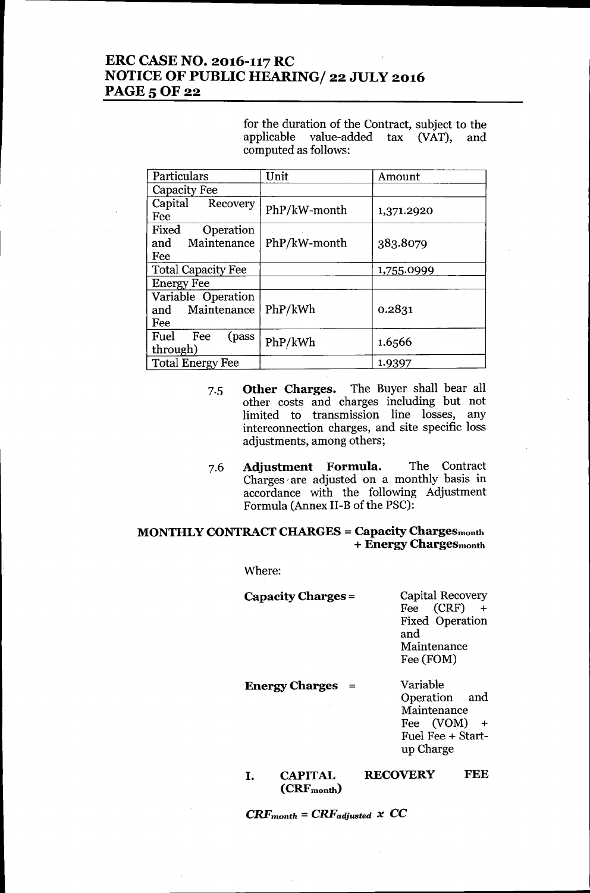for the duration of the Contract, subject to the applicable value-added tax (VAT), and computed as follows:

| Particulars | Unit | Amount |
| --- | --- | --- |
| Capacity Fee | | |
| Capital Recovery Fee | PhP/kW-month | 1,371.2920 |
| Fixed Operation and Maintenance Fee | PhP/kW-month | 383.8079 |
| Total Capacity Fee | | 1,755.0999 |
| Energy Fee | | |
| Variable Operation and Maintenance Fee | PhP/kWh | 0.2831 |
| Fuel Fee (pass through) | PhP/kWh | 1.6566 |
| Total Energy Fee | | 1.9397 |

7.5 **Other Charges.** The Buyer shall bear all other costs and charges including but not limited to transmission line losses, any interconnection charges, and site specific loss adjustments, among others;

7.6 **Adjustment Formula.** The Contract Charges are adjusted on a monthly basis in accordance with the following Adjustment Formula (Annex II-B of the PSC):

**MONTHLY CONTRACT CHARGES = Capacity Charges$_{month}$ + Energy Charges$_{month}$**

Where:

**Capacity Charges** = Capital Recovery Fee (CRF) + Fixed Operation and Maintenance Fee (FOM)

**Energy Charges** = Variable Operation and Maintenance Fee (VOM) + Fuel Fee + Start-up Charge

**I. CAPITAL RECOVERY FEE ($CRF_{month}$)**

$$CRF_{month} = CRF_{adjusted} \times CC$$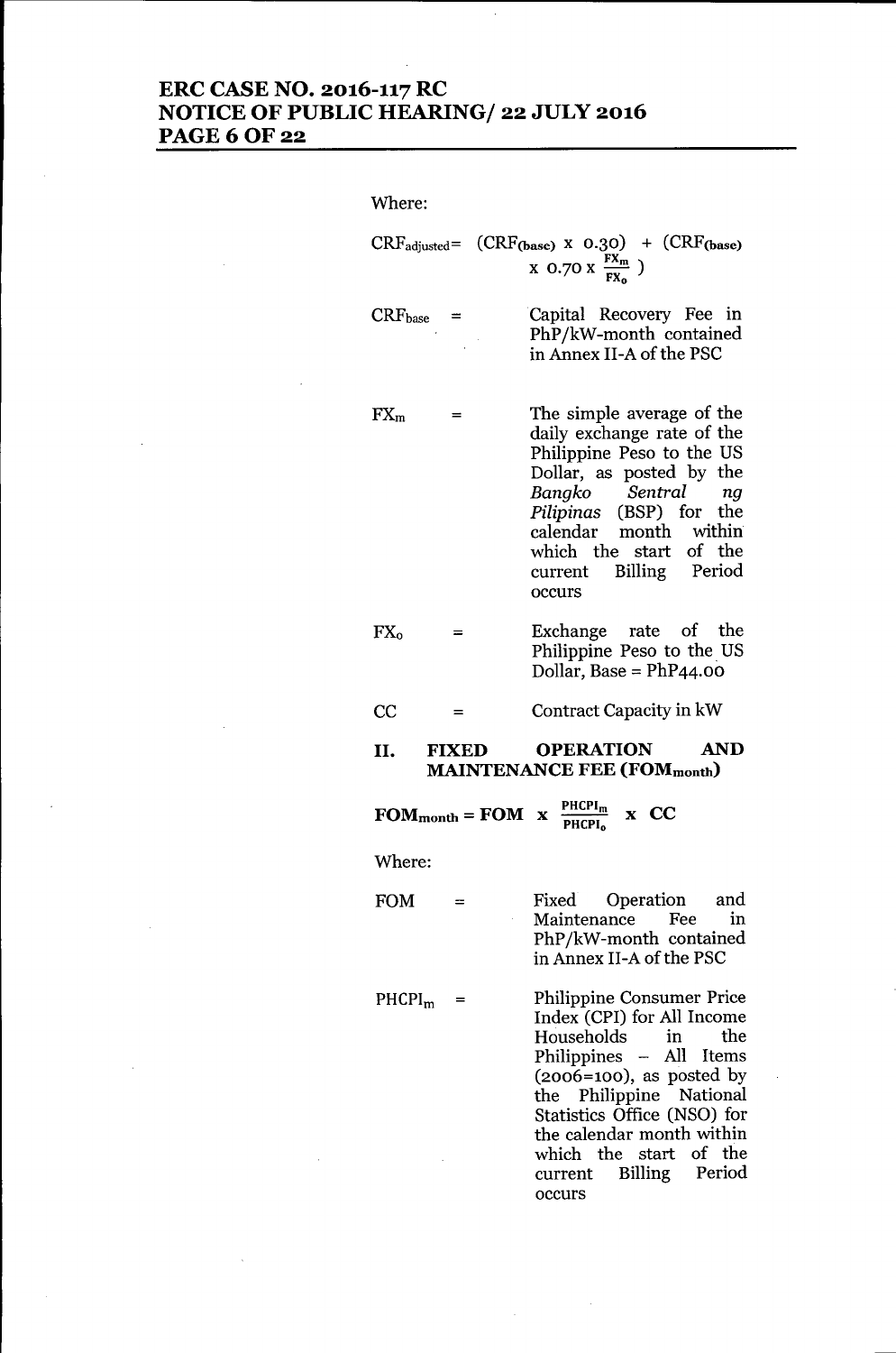Where:

$$CRF_{adjusted} = (CRF_{(base)} \times 0.30) + (CRF_{(base)} \times 0.70 \times \frac{FX_m}{FX_o})$$

$CRF_{base}$ = Capital Recovery Fee in PhP/kW-month contained in Annex II-A of the PSC

$FX_m$ = The simple average of the daily exchange rate of the Philippine Peso to the US Dollar, as posted by the *Bangko Sentral ng Pilipinas* (BSP) for the calendar month within which the start of the current Billing Period occurs

$FX_o$ = Exchange rate of the Philippine Peso to the US Dollar, Base = PhP44.00

CC = Contract Capacity in kW

## II. FIXED OPERATION AND MAINTENANCE FEE ($FOM_{month}$)

$$FOM_{month} = FOM \times \frac{PHCPI_m}{PHCPI_o} \times CC$$

Where:

FOM = Fixed Operation and Maintenance Fee in PhP/kW-month contained in Annex II-A of the PSC

$PHCPI_m$ = Philippine Consumer Price Index (CPI) for All Income Households in the Philippines – All Items (2006=100), as posted by the Philippine National Statistics Office (NSO) for the calendar month within which the start of the current Billing Period occurs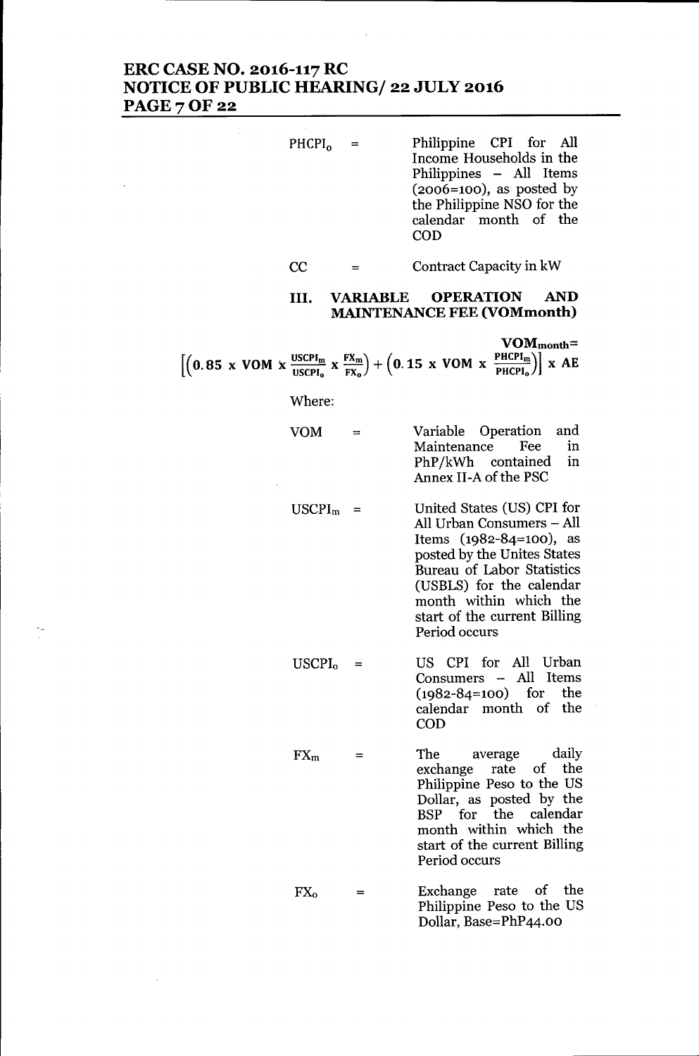$PHCPI_o$ = Philippine CPI for All Income Households in the Philippines – All Items (2006=100), as posted by the Philippine NSO for the calendar month of the COD

CC = Contract Capacity in kW

### III. VARIABLE OPERATION AND MAINTENANCE FEE (VOMmonth)

$$VOM_{month} = \left[\left(0.85 \text{ x } VOM \text{ x } \frac{USCPI_m}{USCPI_o} \text{ x } \frac{FX_m}{FX_o}\right) + \left(0.15 \text{ x } VOM \text{ x } \frac{PHCPI_m}{PHCPI_o}\right)\right] \text{ x } AE$$

Where:

VOM = Variable Operation and Maintenance Fee in PhP/kWh contained in Annex II-A of the PSC

$USCPI_m$ = United States (US) CPI for All Urban Consumers – All Items (1982-84=100), as posted by the Unites States Bureau of Labor Statistics (USBLS) for the calendar month within which the start of the current Billing Period occurs

$USCPI_o$ = US CPI for All Urban Consumers – All Items (1982-84=100) for the calendar month of the COD

$FX_m$ = The average daily exchange rate of the Philippine Peso to the US Dollar, as posted by the BSP for the calendar month within which the start of the current Billing Period occurs

$FX_o$ = Exchange rate of the Philippine Peso to the US Dollar, Base=PhP44.00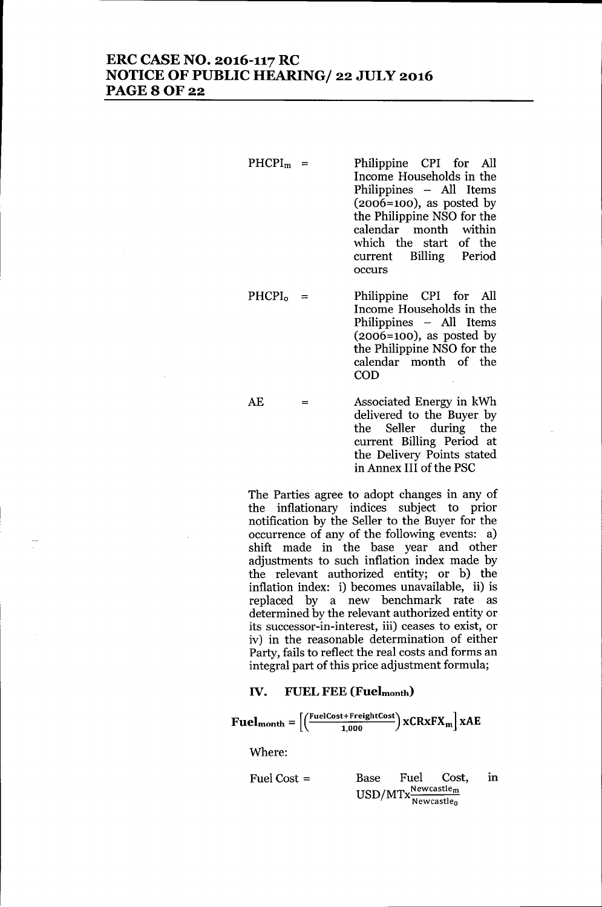$PHCPI_m$ = Philippine CPI for All Income Households in the Philippines – All Items (2006=100), as posted by the Philippine NSO for the calendar month within which the start of the current Billing Period occurs

$PHCPI_o$ = Philippine CPI for All Income Households in the Philippines – All Items (2006=100), as posted by the Philippine NSO for the calendar month of the COD

AE = Associated Energy in kWh delivered to the Buyer by the Seller during the current Billing Period at the Delivery Points stated in Annex III of the PSC

The Parties agree to adopt changes in any of the inflationary indices subject to prior notification by the Seller to the Buyer for the occurrence of any of the following events: a) shift made in the base year and other adjustments to such inflation index made by the relevant authorized entity; or b) the inflation index: i) becomes unavailable, ii) is replaced by a new benchmark rate as determined by the relevant authorized entity or its successor-in-interest, iii) ceases to exist, or iv) in the reasonable determination of either Party, fails to reflect the real costs and forms an integral part of this price adjustment formula;

## IV. FUEL FEE ($\mathbf{Fuel_{month}}$)

$$\mathbf{Fuel_{month}} = \left[\left(\frac{\text{FuelCost}+\text{FreightCost}}{1{,}000}\right)\text{x}\mathbf{CR}\text{x}\mathbf{FX_m}\right]\text{x}\mathbf{AE}$$

Where:

Fuel Cost = Base Fuel Cost, in $\text{USD/MT}\text{x}\frac{\text{Newcastle}_m}{\text{Newcastle}_0}$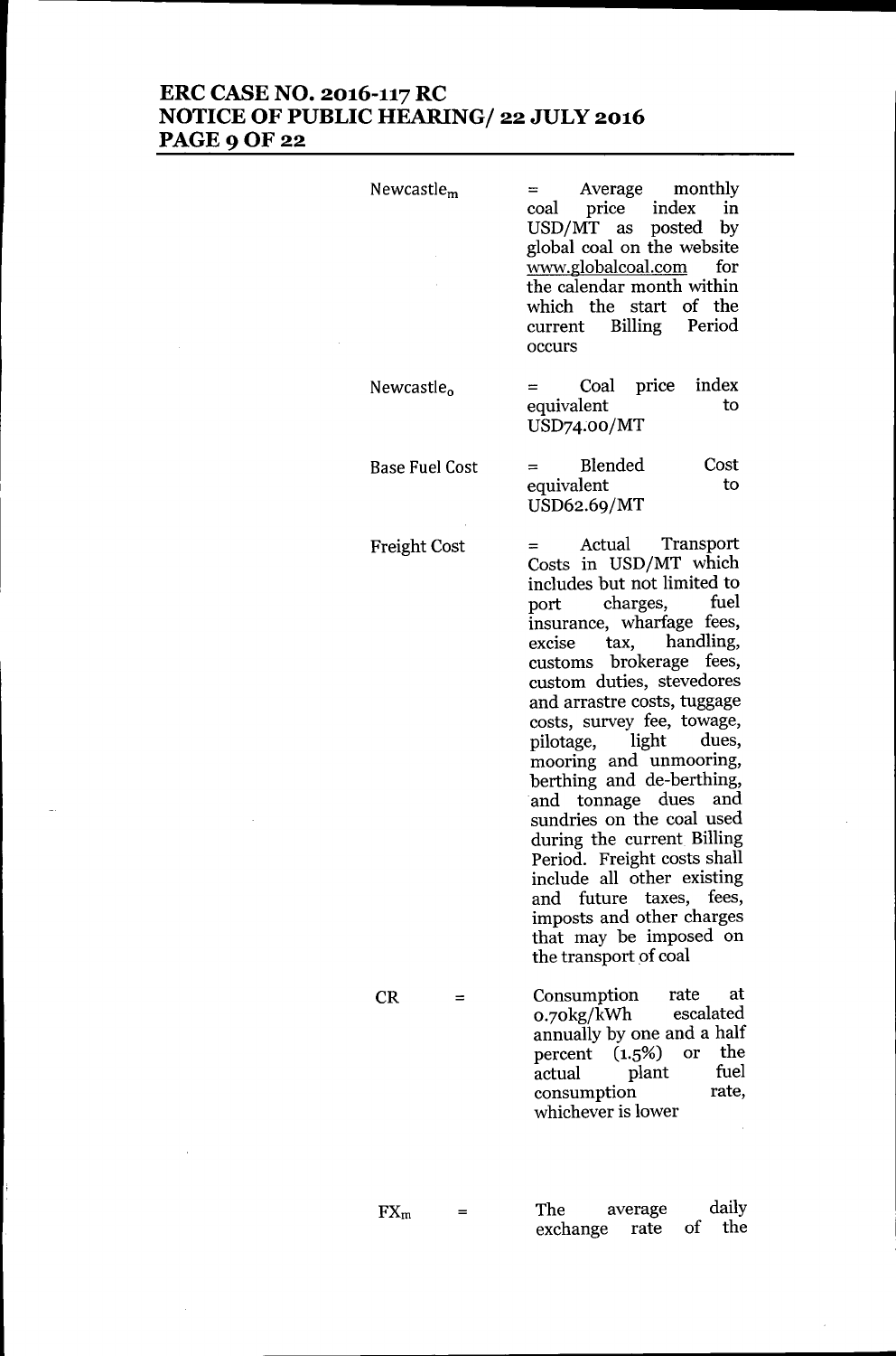| | | |
|---|---|---|
| $Newcastle_m$ | = | Average monthly coal price index in USD/MT as posted by global coal on the website www.globalcoal.com for the calendar month within which the start of the current Billing Period occurs |
| $Newcastle_o$ | = | Coal price index equivalent to USD74.00/MT |
| Base Fuel Cost | = | Blended Cost equivalent to USD62.69/MT |
| Freight Cost | = | Actual Transport Costs in USD/MT which includes but not limited to port charges, fuel insurance, wharfage fees, excise tax, handling, customs brokerage fees, custom duties, stevedores and arrastre costs, tuggage costs, survey fee, towage, pilotage, light dues, mooring and unmooring, berthing and de-berthing, and tonnage dues and sundries on the coal used during the current Billing Period. Freight costs shall include all other existing and future taxes, fees, imposts and other charges that may be imposed on the transport of coal |
| CR | = | Consumption rate at 0.70kg/kWh escalated annually by one and a half percent (1.5%) or the actual plant fuel consumption rate, whichever is lower |
| $FX_m$ | = | The average daily exchange rate of the |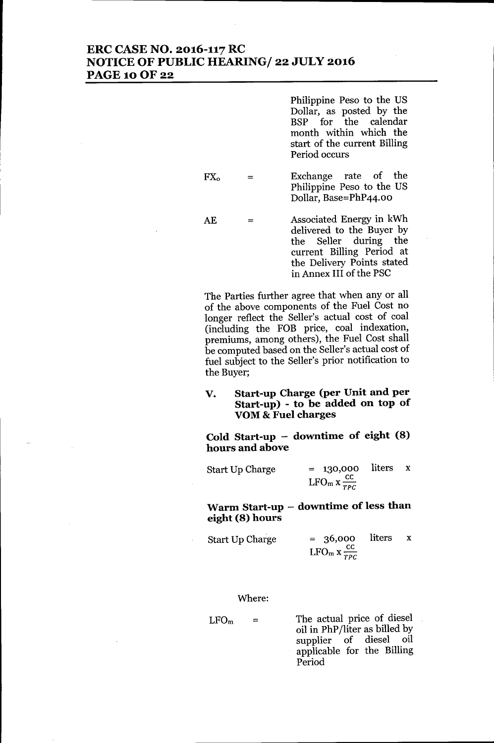Philippine Peso to the US Dollar, as posted by the BSP for the calendar month within which the start of the current Billing Period occurs

$FX_o$ = Exchange rate of the Philippine Peso to the US Dollar, Base=PhP44.00

AE = Associated Energy in kWh delivered to the Buyer by the Seller during the current Billing Period at the Delivery Points stated in Annex III of the PSC

The Parties further agree that when any or all of the above components of the Fuel Cost no longer reflect the Seller's actual cost of coal (including the FOB price, coal indexation, premiums, among others), the Fuel Cost shall be computed based on the Seller's actual cost of fuel subject to the Seller's prior notification to the Buyer;

### V. Start-up Charge (per Unit and per Start-up) - to be added on top of VOM & Fuel charges

**Cold Start-up – downtime of eight (8) hours and above**

Start Up Charge = 130,000 liters x $LFO_m \times \frac{CC}{TPC}$

**Warm Start-up – downtime of less than eight (8) hours**

Start Up Charge = 36,000 liters x $LFO_m \times \frac{CC}{TPC}$

Where:

$LFO_m$ = The actual price of diesel oil in PhP/liter as billed by supplier of diesel oil applicable for the Billing Period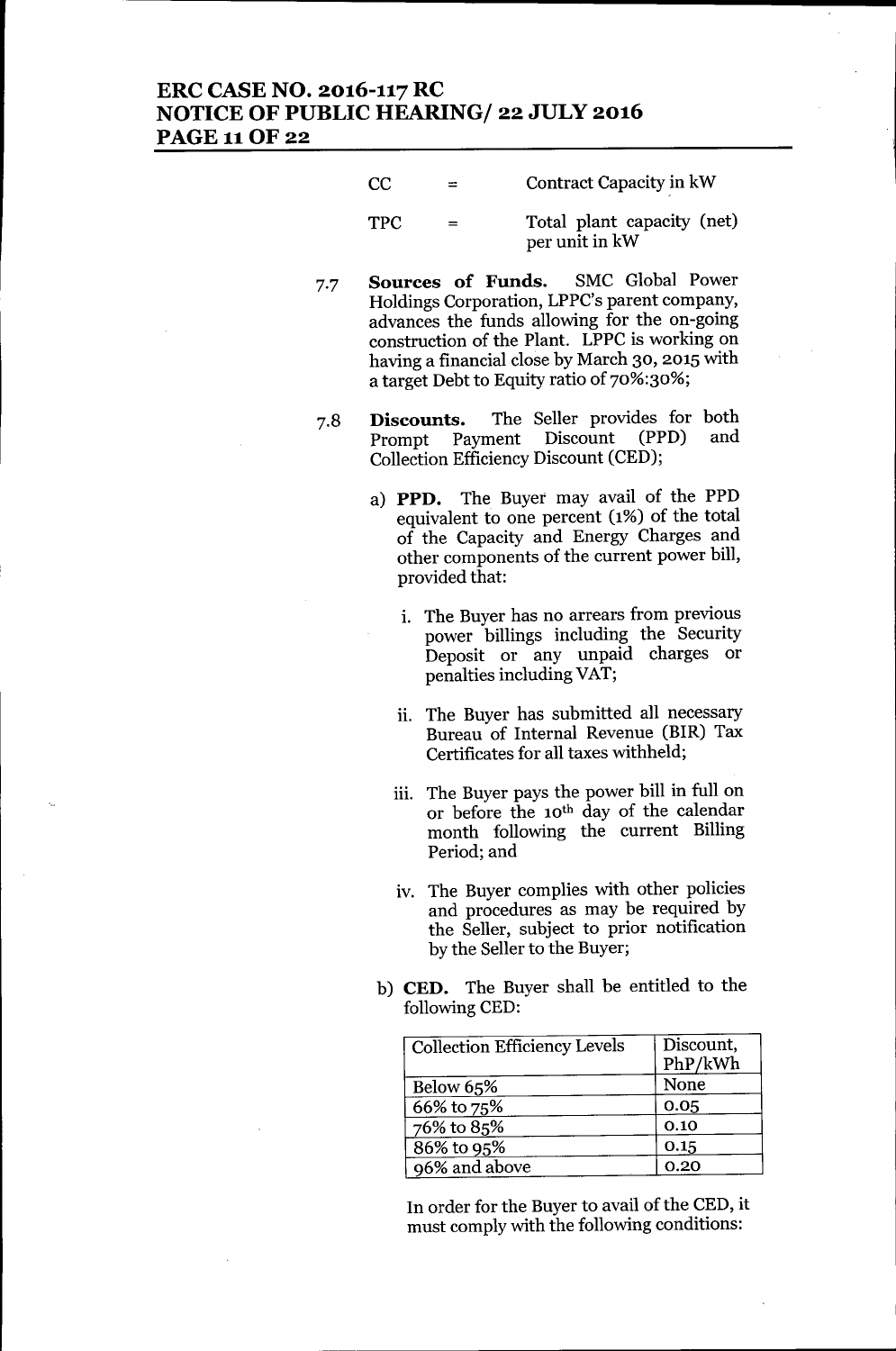CC = Contract Capacity in kW

TPC = Total plant capacity (net) per unit in kW

7.7 **Sources of Funds.** SMC Global Power Holdings Corporation, LPPC's parent company, advances the funds allowing for the on-going construction of the Plant. LPPC is working on having a financial close by March 30, 2015 with a target Debt to Equity ratio of 70%:30%;

7.8 **Discounts.** The Seller provides for both Prompt Payment Discount (PPD) and Collection Efficiency Discount (CED);

a) **PPD.** The Buyer may avail of the PPD equivalent to one percent (1%) of the total of the Capacity and Energy Charges and other components of the current power bill, provided that:

   i. The Buyer has no arrears from previous power billings including the Security Deposit or any unpaid charges or penalties including VAT;

   ii. The Buyer has submitted all necessary Bureau of Internal Revenue (BIR) Tax Certificates for all taxes withheld;

   iii. The Buyer pays the power bill in full on or before the 10th day of the calendar month following the current Billing Period; and

   iv. The Buyer complies with other policies and procedures as may be required by the Seller, subject to prior notification by the Seller to the Buyer;

b) **CED.** The Buyer shall be entitled to the following CED:

| Collection Efficiency Levels | Discount, PhP/kWh |
|---|---|
| Below 65% | None |
| 66% to 75% | 0.05 |
| 76% to 85% | 0.10 |
| 86% to 95% | 0.15 |
| 96% and above | 0.20 |

In order for the Buyer to avail of the CED, it must comply with the following conditions: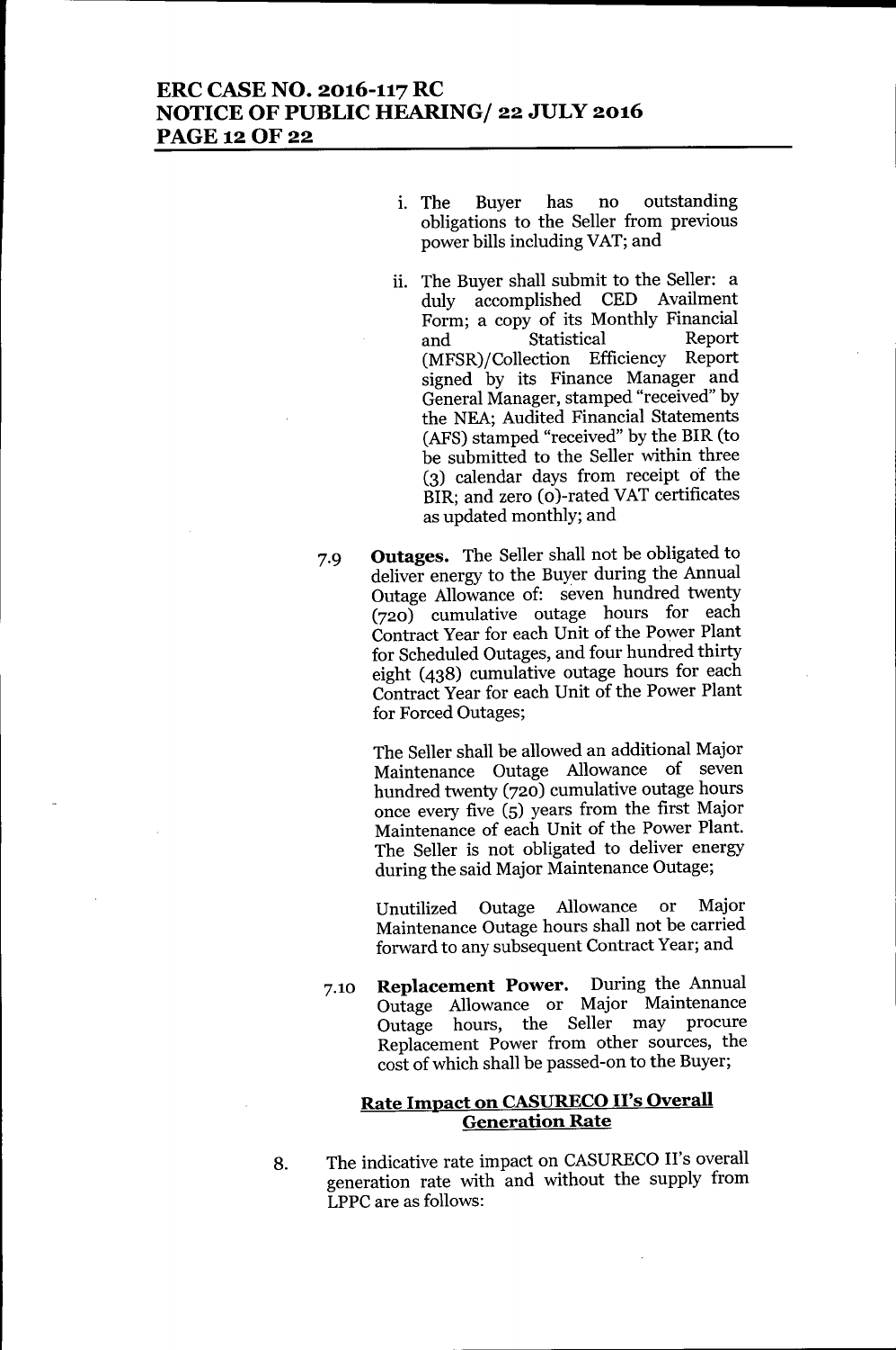i. The Buyer has no outstanding obligations to the Seller from previous power bills including VAT; and

ii. The Buyer shall submit to the Seller: a duly accomplished CED Availment Form; a copy of its Monthly Financial and Statistical Report (MFSR)/Collection Efficiency Report signed by its Finance Manager and General Manager, stamped "received" by the NEA; Audited Financial Statements (AFS) stamped "received" by the BIR (to be submitted to the Seller within three (3) calendar days from receipt of the BIR; and zero (0)-rated VAT certificates as updated monthly; and

7.9 **Outages.** The Seller shall not be obligated to deliver energy to the Buyer during the Annual Outage Allowance of: seven hundred twenty (720) cumulative outage hours for each Contract Year for each Unit of the Power Plant for Scheduled Outages, and four hundred thirty eight (438) cumulative outage hours for each Contract Year for each Unit of the Power Plant for Forced Outages;

The Seller shall be allowed an additional Major Maintenance Outage Allowance of seven hundred twenty (720) cumulative outage hours once every five (5) years from the first Major Maintenance of each Unit of the Power Plant. The Seller is not obligated to deliver energy during the said Major Maintenance Outage;

Unutilized Outage Allowance or Major Maintenance Outage hours shall not be carried forward to any subsequent Contract Year; and

7.10 **Replacement Power.** During the Annual Outage Allowance or Major Maintenance Outage hours, the Seller may procure Replacement Power from other sources, the cost of which shall be passed-on to the Buyer;

**<u>Rate Impact on CASURECO II's Overall Generation Rate</u>**

8. The indicative rate impact on CASURECO II's overall generation rate with and without the supply from LPPC are as follows: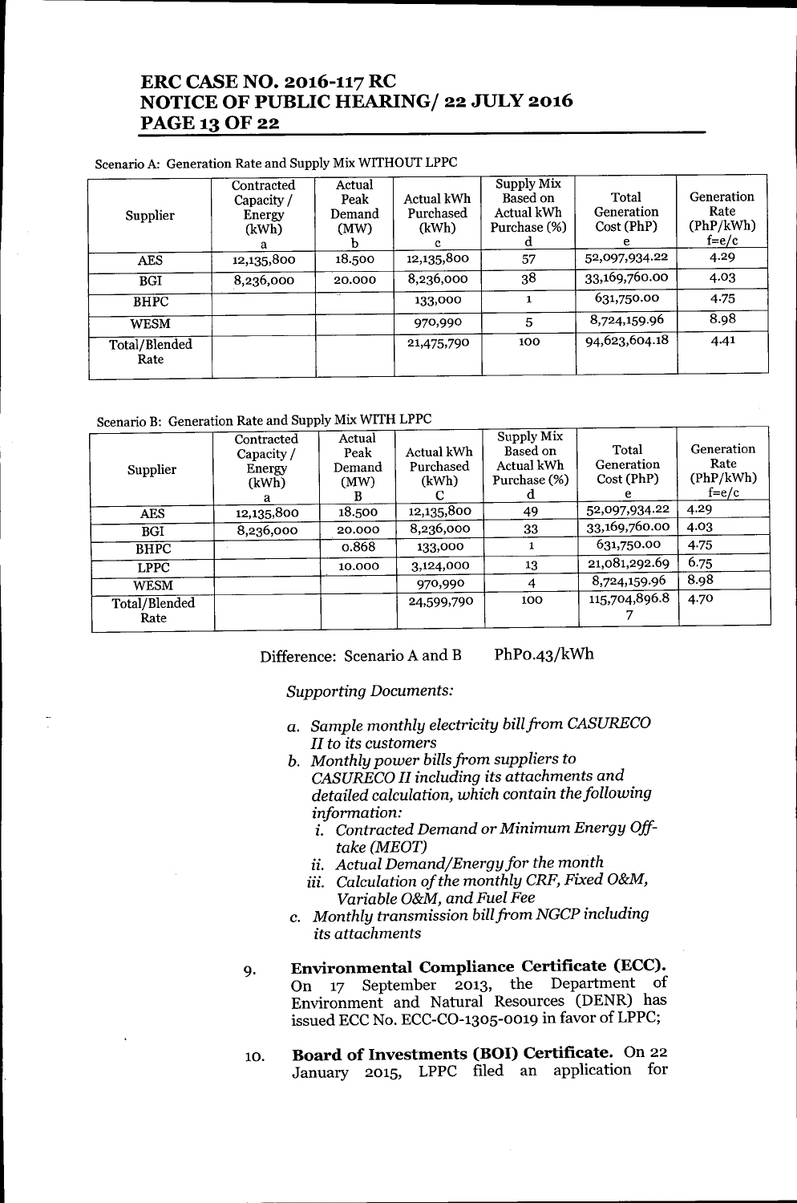Scenario A: Generation Rate and Supply Mix WITHOUT LPPC

| Supplier | Contracted Capacity / Energy (kWh) a | Actual Peak Demand (MW) b | Actual kWh Purchased (kWh) c | Supply Mix Based on Actual kWh Purchase (%) d | Total Generation Cost (PhP) e | Generation Rate (PhP/kWh) f=e/c |
|---|---|---|---|---|---|---|
| AES | 12,135,800 | 18.500 | 12,135,800 | 57 | 52,097,934.22 | 4.29 |
| BGI | 8,236,000 | 20.000 | 8,236,000 | 38 | 33,169,760.00 | 4.03 |
| BHPC | | | 133,000 | 1 | 631,750.00 | 4.75 |
| WESM | | | 970,990 | 5 | 8,724,159.96 | 8.98 |
| Total/Blended Rate | | | 21,475,790 | 100 | 94,623,604.18 | 4.41 |

Scenario B: Generation Rate and Supply Mix WITH LPPC

| Supplier | Contracted Capacity / Energy (kWh) a | Actual Peak Demand (MW) B | Actual kWh Purchased (kWh) C | Supply Mix Based on Actual kWh Purchase (%) d | Total Generation Cost (PhP) e | Generation Rate (PhP/kWh) f=e/c |
|---|---|---|---|---|---|---|
| AES | 12,135,800 | 18.500 | 12,135,800 | 49 | 52,097,934.22 | 4.29 |
| BGI | 8,236,000 | 20.000 | 8,236,000 | 33 | 33,169,760.00 | 4.03 |
| BHPC | | 0.868 | 133,000 | 1 | 631,750.00 | 4.75 |
| LPPC | | 10.000 | 3,124,000 | 13 | 21,081,292.69 | 6.75 |
| WESM | | | 970,990 | 4 | 8,724,159.96 | 8.98 |
| Total/Blended Rate | | | 24,599,790 | 100 | 115,704,896.87 | 4.70 |

Difference: Scenario A and B PhP0.43/kWh

*Supporting Documents:*

*a. Sample monthly electricity bill from CASURECO II to its customers*

*b. Monthly power bills from suppliers to CASURECO II including its attachments and detailed calculation, which contain the following information:*

*i. Contracted Demand or Minimum Energy Off-take (MEOT)*

*ii. Actual Demand/Energy for the month*

*iii. Calculation of the monthly CRF, Fixed O&M, Variable O&M, and Fuel Fee*

*c. Monthly transmission bill from NGCP including its attachments*

9. **Environmental Compliance Certificate (ECC).** On 17 September 2013, the Department of Environment and Natural Resources (DENR) has issued ECC No. ECC-CO-1305-0019 in favor of LPPC;

10. **Board of Investments (BOI) Certificate.** On 22 January 2015, LPPC filed an application for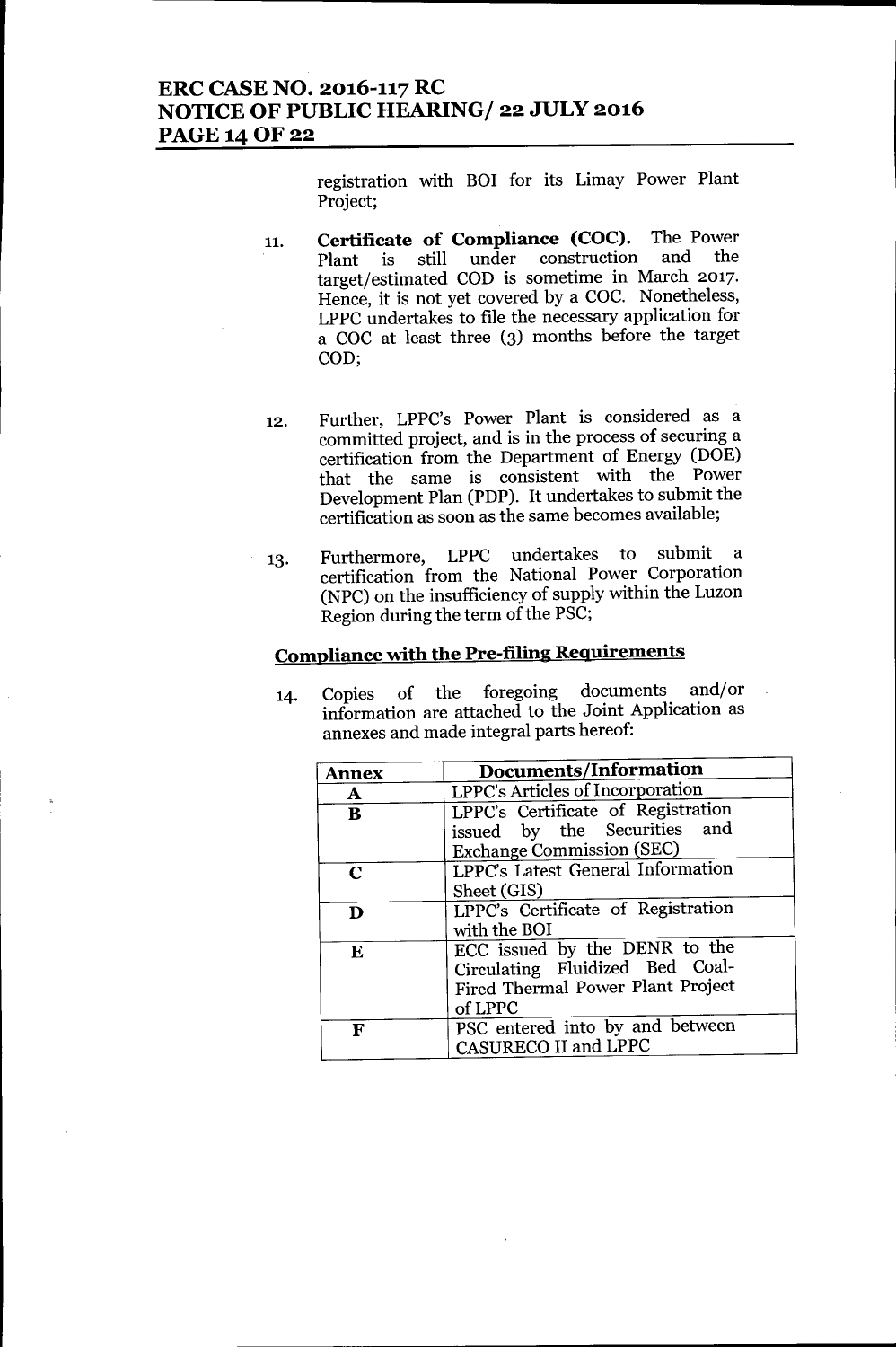registration with BOI for its Limay Power Plant Project;

11. **Certificate of Compliance (COC).** The Power Plant is still under construction and the target/estimated COD is sometime in March 2017. Hence, it is not yet covered by a COC. Nonetheless, LPPC undertakes to file the necessary application for a COC at least three (3) months before the target COD;

12. Further, LPPC's Power Plant is considered as a committed project, and is in the process of securing a certification from the Department of Energy (DOE) that the same is consistent with the Power Development Plan (PDP). It undertakes to submit the certification as soon as the same becomes available;

13. Furthermore, LPPC undertakes to submit a certification from the National Power Corporation (NPC) on the insufficiency of supply within the Luzon Region during the term of the PSC;

## Compliance with the Pre-filing Requirements

14. Copies of the foregoing documents and/or information are attached to the Joint Application as annexes and made integral parts hereof:

| Annex | Documents/Information |
|---|---|
| A | LPPC's Articles of Incorporation |
| B | LPPC's Certificate of Registration issued by the Securities and Exchange Commission (SEC) |
| C | LPPC's Latest General Information Sheet (GIS) |
| D | LPPC's Certificate of Registration with the BOI |
| E | ECC issued by the DENR to the Circulating Fluidized Bed Coal-Fired Thermal Power Plant Project of LPPC |
| F | PSC entered into by and between CASURECO II and LPPC |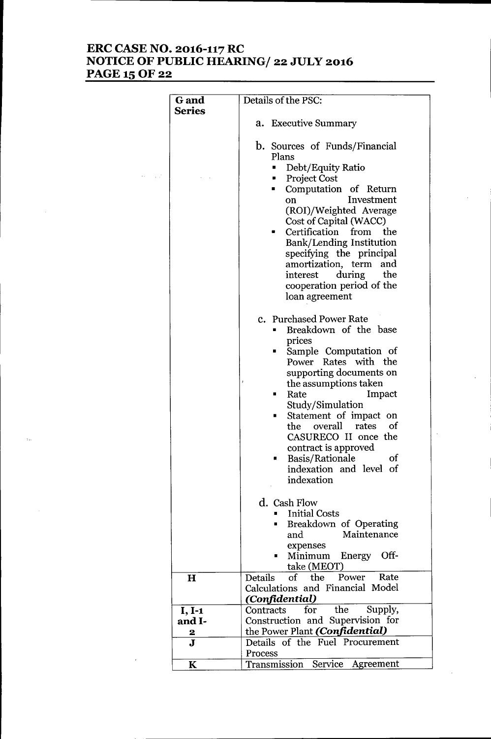| G and Series | Details of the PSC:<br><br>a. Executive Summary<br><br>b. Sources of Funds/Financial Plans<br>▪ Debt/Equity Ratio<br>▪ Project Cost<br>▪ Computation of Return on Investment (ROI)/Weighted Average Cost of Capital (WACC)<br>▪ Certification from the Bank/Lending Institution specifying the principal amortization, term and interest during the cooperation period of the loan agreement<br><br>c. Purchased Power Rate<br>▪ Breakdown of the base prices<br>▪ Sample Computation of Power Rates with the supporting documents on the assumptions taken<br>▪ Rate Impact Study/Simulation<br>▪ Statement of impact on the overall rates of CASURECO II once the contract is approved<br>▪ Basis/Rationale of indexation and level of indexation<br><br>d. Cash Flow<br>▪ Initial Costs<br>▪ Breakdown of Operating and Maintenance expenses<br>▪ Minimum Energy Off-take (MEOT) |
|---|---|
| H | Details of the Power Rate Calculations and Financial Model ***(Confidential)*** |
| I, I-1 and I-2 | Contracts for the Supply, Construction and Supervision for the Power Plant ***(Confidential)*** |
| J | Details of the Fuel Procurement Process |
| K | Transmission Service Agreement |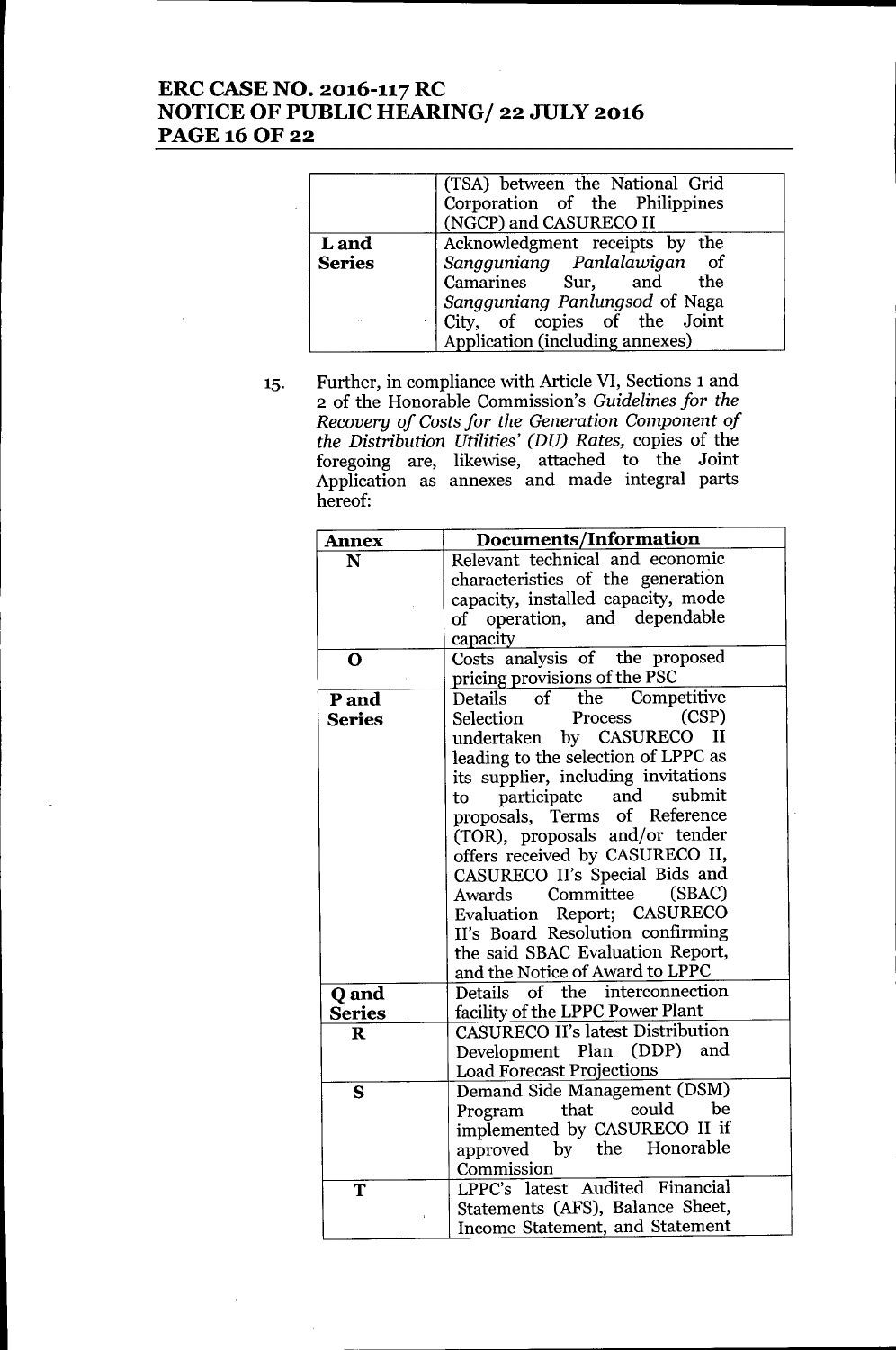| | |
|---|---|
| | (TSA) between the National Grid Corporation of the Philippines (NGCP) and CASURECO II |
| **L and Series** | Acknowledgment receipts by the *Sangguniang Panlalawigan* of Camarines Sur, and the *Sangguniang Panlungsod* of Naga City, of copies of the Joint Application (including annexes) |

15. Further, in compliance with Article VI, Sections 1 and 2 of the Honorable Commission's *Guidelines for the Recovery of Costs for the Generation Component of the Distribution Utilities' (DU) Rates,* copies of the foregoing are, likewise, attached to the Joint Application as annexes and made integral parts hereof:

| Annex | Documents/Information |
|---|---|
| **N** | Relevant technical and economic characteristics of the generation capacity, installed capacity, mode of operation, and dependable capacity |
| **O** | Costs analysis of the proposed pricing provisions of the PSC |
| **P and Series** | Details of the Competitive Selection Process (CSP) undertaken by CASURECO II leading to the selection of LPPC as its supplier, including invitations to participate and submit proposals, Terms of Reference (TOR), proposals and/or tender offers received by CASURECO II, CASURECO II's Special Bids and Awards Committee (SBAC) Evaluation Report; CASURECO II's Board Resolution confirming the said SBAC Evaluation Report, and the Notice of Award to LPPC |
| **Q and Series** | Details of the interconnection facility of the LPPC Power Plant |
| **R** | CASURECO II's latest Distribution Development Plan (DDP) and Load Forecast Projections |
| **S** | Demand Side Management (DSM) Program that could be implemented by CASURECO II if approved by the Honorable Commission |
| **T** | LPPC's latest Audited Financial Statements (AFS), Balance Sheet, Income Statement, and Statement |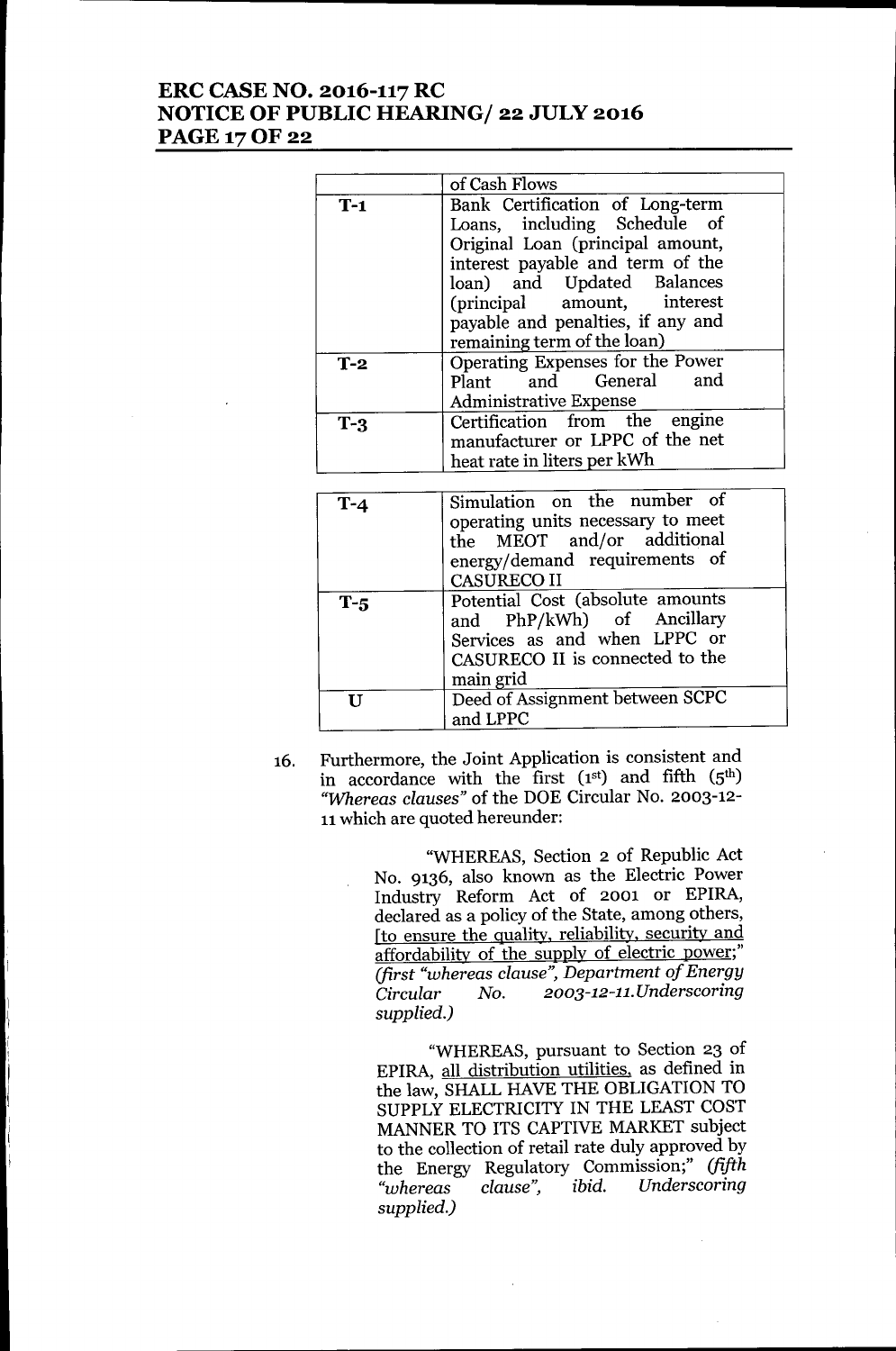| | |
|---|---|
| | of Cash Flows |
| T-1 | Bank Certification of Long-term Loans, including Schedule of Original Loan (principal amount, interest payable and term of the loan) and Updated Balances (principal amount, interest payable and penalties, if any and remaining term of the loan) |
| T-2 | Operating Expenses for the Power Plant and General and Administrative Expense |
| T-3 | Certification from the engine manufacturer or LPPC of the net heat rate in liters per kWh |
| T-4 | Simulation on the number of operating units necessary to meet the MEOT and/or additional energy/demand requirements of CASURECO II |
| T-5 | Potential Cost (absolute amounts and PhP/kWh) of Ancillary Services as and when LPPC or CASURECO II is connected to the main grid |
| U | Deed of Assignment between SCPC and LPPC |

16. Furthermore, the Joint Application is consistent and in accordance with the first (1st) and fifth (5th) *"Whereas clauses"* of the DOE Circular No. 2003-12-11 which are quoted hereunder:

> "WHEREAS, Section 2 of Republic Act No. 9136, also known as the Electric Power Industry Reform Act of 2001 or EPIRA, declared as a policy of the State, among others, [to ensure the quality, reliability, security and affordability of the supply of electric power;" *(first "whereas clause", Department of Energy Circular No. 2003-12-11.Underscoring supplied.)*
>
> "WHEREAS, pursuant to Section 23 of EPIRA, all distribution utilities, as defined in the law, SHALL HAVE THE OBLIGATION TO SUPPLY ELECTRICITY IN THE LEAST COST MANNER TO ITS CAPTIVE MARKET subject to the collection of retail rate duly approved by the Energy Regulatory Commission;" *(fifth "whereas clause", ibid. Underscoring supplied.)*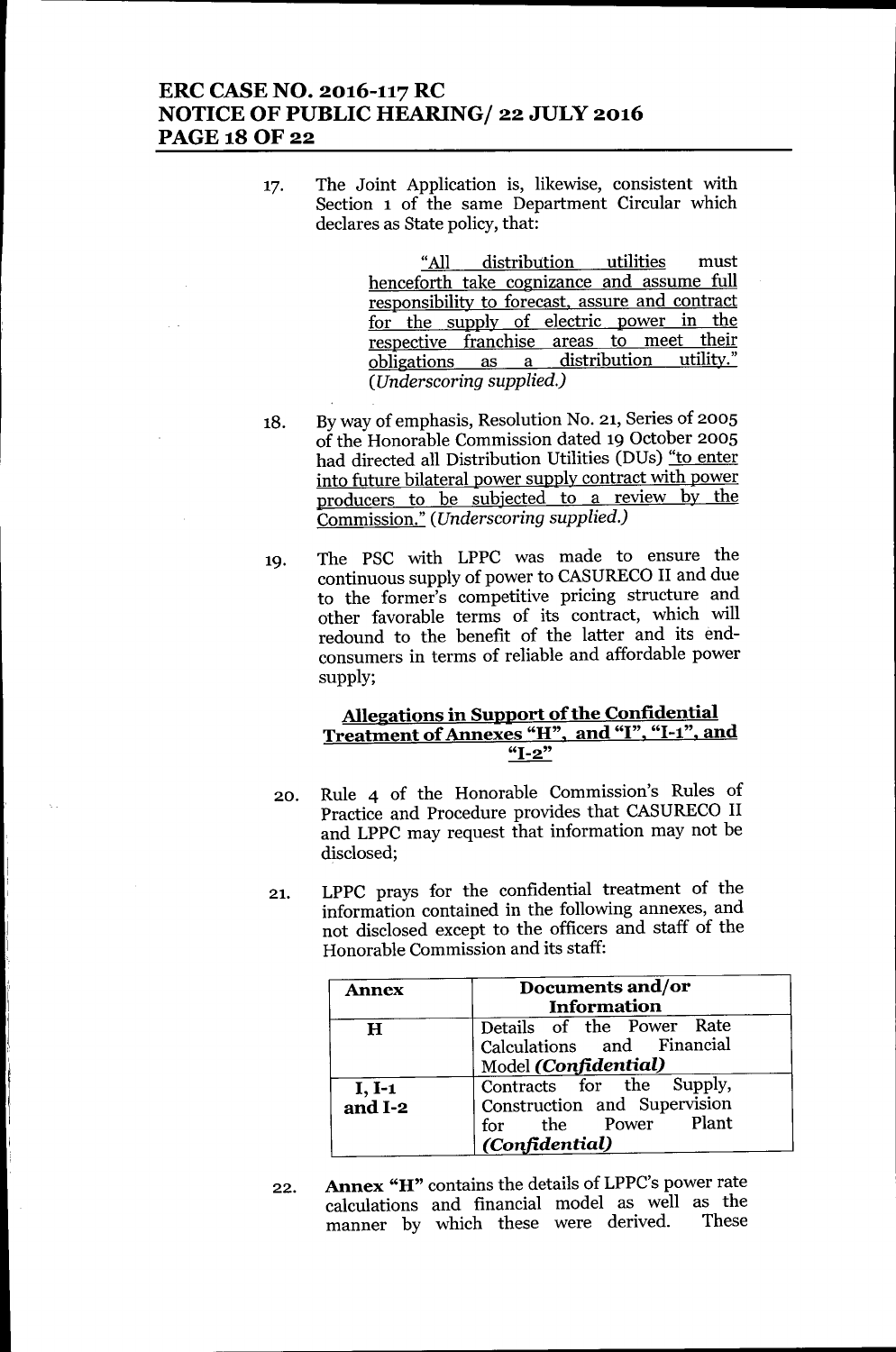17. The Joint Application is, likewise, consistent with Section 1 of the same Department Circular which declares as State policy, that:

 > "All distribution utilities must henceforth take cognizance and assume full responsibility to forecast, assure and contract for the supply of electric power in the respective franchise areas to meet their obligations as a distribution utility." (*Underscoring supplied.*)

18. By way of emphasis, Resolution No. 21, Series of 2005 of the Honorable Commission dated 19 October 2005 had directed all Distribution Utilities (DUs) "to enter into future bilateral power supply contract with power producers to be subjected to a review by the Commission." (*Underscoring supplied.*)

19. The PSC with LPPC was made to ensure the continuous supply of power to CASURECO II and due to the former's competitive pricing structure and other favorable terms of its contract, which will redound to the benefit of the latter and its end-consumers in terms of reliable and affordable power supply;

### Allegations in Support of the Confidential Treatment of Annexes "H", and "I", "I-1", and "I-2"

20. Rule 4 of the Honorable Commission's Rules of Practice and Procedure provides that CASURECO II and LPPC may request that information may not be disclosed;

21. LPPC prays for the confidential treatment of the information contained in the following annexes, and not disclosed except to the officers and staff of the Honorable Commission and its staff:

| Annex | Documents and/or Information |
|---|---|
| **H** | Details of the Power Rate Calculations and Financial Model ***(Confidential)*** |
| **I, I-1 and I-2** | Contracts for the Supply, Construction and Supervision for the Power Plant ***(Confidential)*** |

22. **Annex "H"** contains the details of LPPC's power rate calculations and financial model as well as the manner by which these were derived. These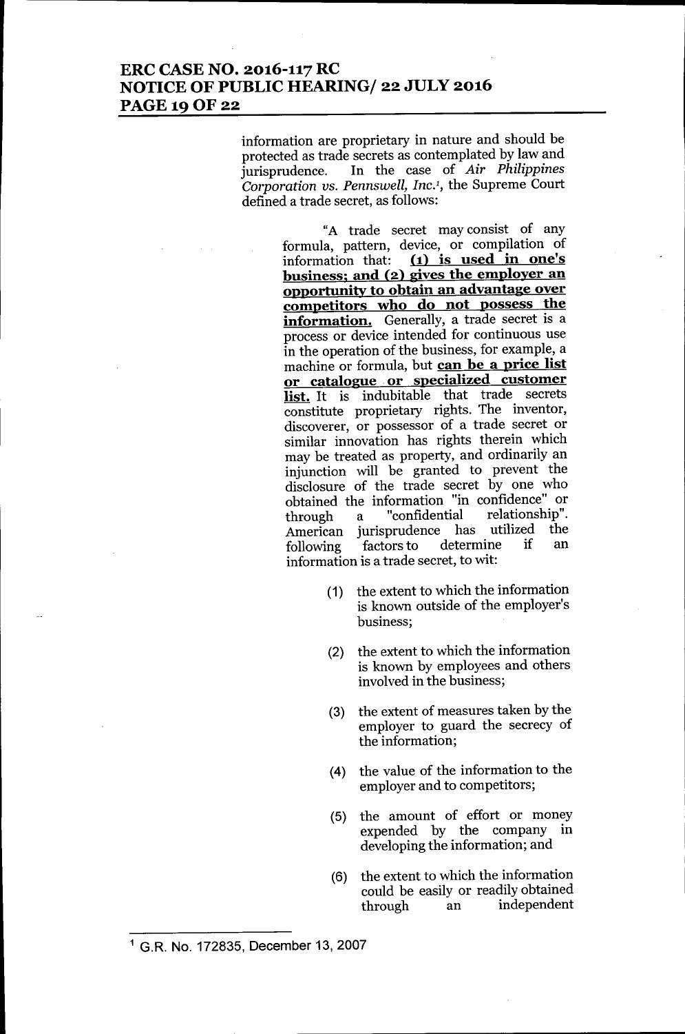information are proprietary in nature and should be protected as trade secrets as contemplated by law and jurisprudence. In the case of *Air Philippines Corporation vs. Pennswell, Inc.*[1], the Supreme Court defined a trade secret, as follows:

> "A trade secret may consist of any formula, pattern, device, or compilation of information that: **(1) is used in one's business; and (2) gives the employer an opportunity to obtain an advantage over competitors who do not possess the information.** Generally, a trade secret is a process or device intended for continuous use in the operation of the business, for example, a machine or formula, but **can be a price list or catalogue or specialized customer list.** It is indubitable that trade secrets constitute proprietary rights. The inventor, discoverer, or possessor of a trade secret or similar innovation has rights therein which may be treated as property, and ordinarily an injunction will be granted to prevent the disclosure of the trade secret by one who obtained the information "in confidence" or through a "confidential relationship". American jurisprudence has utilized the following factors to determine if an information is a trade secret, to wit:
>
> (1) the extent to which the information is known outside of the employer's business;
>
> (2) the extent to which the information is known by employees and others involved in the business;
>
> (3) the extent of measures taken by the employer to guard the secrecy of the information;
>
> (4) the value of the information to the employer and to competitors;
>
> (5) the amount of effort or money expended by the company in developing the information; and
>
> (6) the extent to which the information could be easily or readily obtained through an independent

---

[1] G.R. No. 172835, December 13, 2007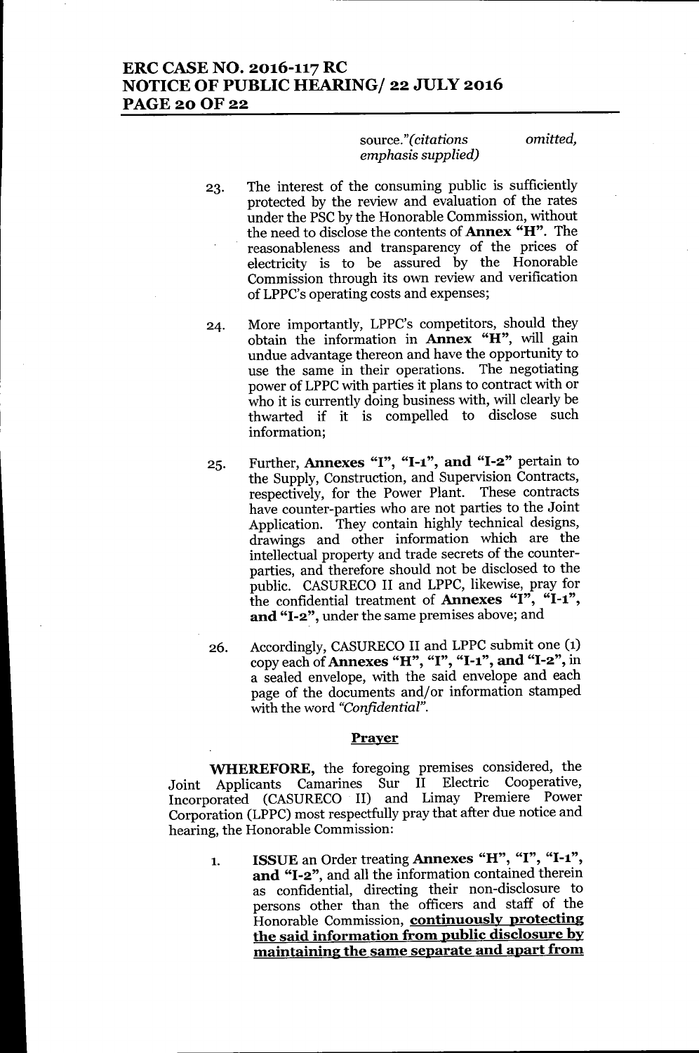source."*(citations omitted, emphasis supplied)*

23. The interest of the consuming public is sufficiently protected by the review and evaluation of the rates under the PSC by the Honorable Commission, without the need to disclose the contents of **Annex "H"**. The reasonableness and transparency of the prices of electricity is to be assured by the Honorable Commission through its own review and verification of LPPC's operating costs and expenses;

24. More importantly, LPPC's competitors, should they obtain the information in **Annex "H"**, will gain undue advantage thereon and have the opportunity to use the same in their operations. The negotiating power of LPPC with parties it plans to contract with or who it is currently doing business with, will clearly be thwarted if it is compelled to disclose such information;

25. Further, **Annexes "I", "I-1", and "I-2"** pertain to the Supply, Construction, and Supervision Contracts, respectively, for the Power Plant. These contracts have counter-parties who are not parties to the Joint Application. They contain highly technical designs, drawings and other information which are the intellectual property and trade secrets of the counter-parties, and therefore should not be disclosed to the public. CASURECO II and LPPC, likewise, pray for the confidential treatment of **Annexes "I", "I-1", and "I-2"**, under the same premises above; and

26. Accordingly, CASURECO II and LPPC submit one (1) copy each of **Annexes "H", "I", "I-1", and "I-2"**, in a sealed envelope, with the said envelope and each page of the documents and/or information stamped with the word *"Confidential"*.

## Prayer

**WHEREFORE,** the foregoing premises considered, the Joint Applicants Camarines Sur II Electric Cooperative, Incorporated (CASURECO II) and Limay Premiere Power Corporation (LPPC) most respectfully pray that after due notice and hearing, the Honorable Commission:

1. **ISSUE** an Order treating **Annexes "H", "I", "I-1", and "I-2"**, and all the information contained therein as confidential, directing their non-disclosure to persons other than the officers and staff of the Honorable Commission, **continuously protecting the said information from public disclosure by maintaining the same separate and apart from**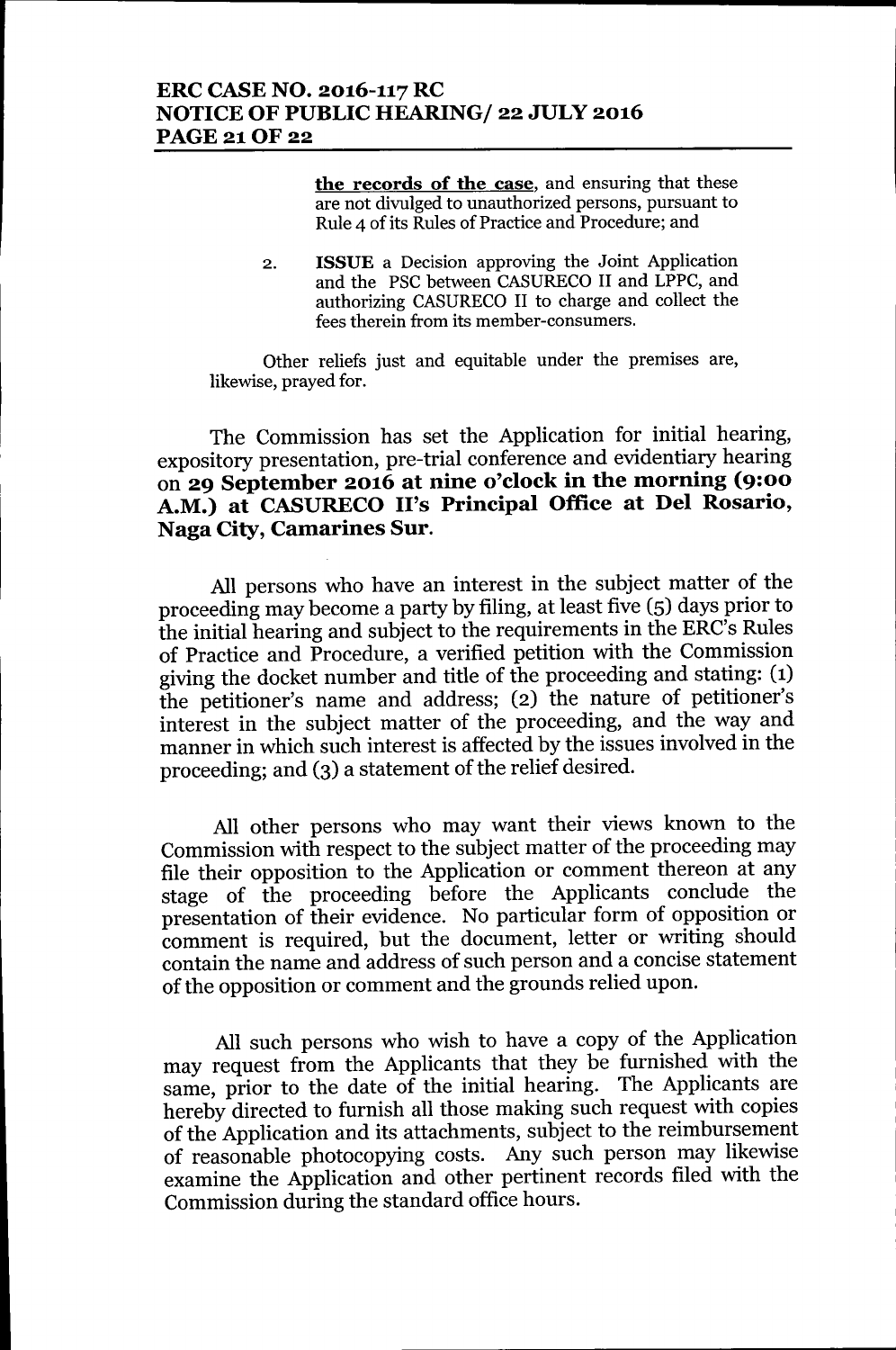**the records of the case**, and ensuring that these are not divulged to unauthorized persons, pursuant to Rule 4 of its Rules of Practice and Procedure; and

2. **ISSUE** a Decision approving the Joint Application and the PSC between CASURECO II and LPPC, and authorizing CASURECO II to charge and collect the fees therein from its member-consumers.

Other reliefs just and equitable under the premises are, likewise, prayed for.

The Commission has set the Application for initial hearing, expository presentation, pre-trial conference and evidentiary hearing on **29 September 2016 at nine o'clock in the morning (9:00 A.M.) at CASURECO II's Principal Office at Del Rosario, Naga City, Camarines Sur.**

All persons who have an interest in the subject matter of the proceeding may become a party by filing, at least five (5) days prior to the initial hearing and subject to the requirements in the ERC's Rules of Practice and Procedure, a verified petition with the Commission giving the docket number and title of the proceeding and stating: (1) the petitioner's name and address; (2) the nature of petitioner's interest in the subject matter of the proceeding, and the way and manner in which such interest is affected by the issues involved in the proceeding; and (3) a statement of the relief desired.

All other persons who may want their views known to the Commission with respect to the subject matter of the proceeding may file their opposition to the Application or comment thereon at any stage of the proceeding before the Applicants conclude the presentation of their evidence. No particular form of opposition or comment is required, but the document, letter or writing should contain the name and address of such person and a concise statement of the opposition or comment and the grounds relied upon.

All such persons who wish to have a copy of the Application may request from the Applicants that they be furnished with the same, prior to the date of the initial hearing. The Applicants are hereby directed to furnish all those making such request with copies of the Application and its attachments, subject to the reimbursement of reasonable photocopying costs. Any such person may likewise examine the Application and other pertinent records filed with the Commission during the standard office hours.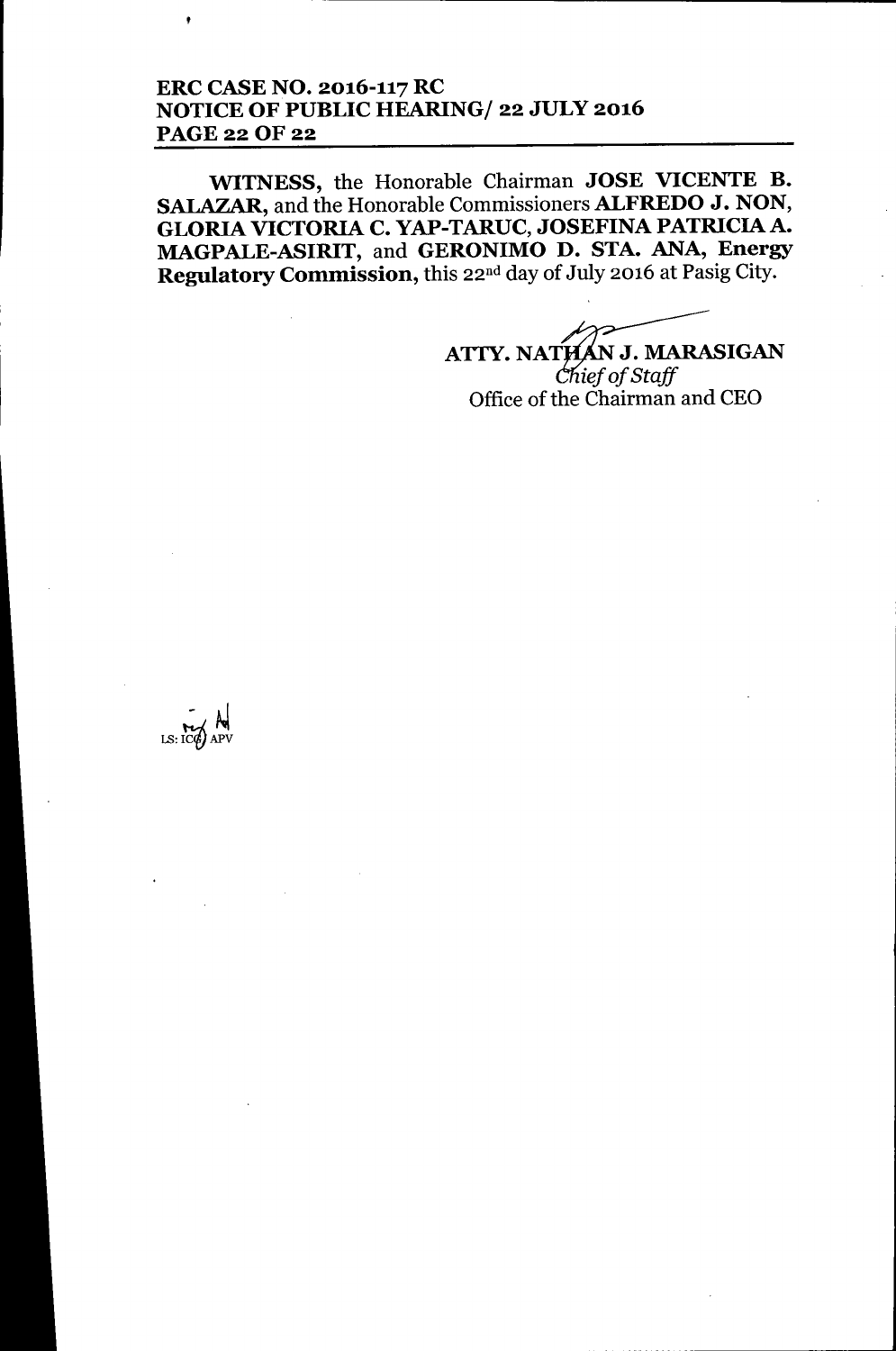**WITNESS**, the Honorable Chairman **JOSE VICENTE B. SALAZAR**, and the Honorable Commissioners **ALFREDO J. NON, GLORIA VICTORIA C. YAP-TARUC, JOSEFINA PATRICIA A. MAGPALE-ASIRIT**, and **GERONIMO D. STA. ANA, Energy Regulatory Commission**, this 22nd day of July 2016 at Pasig City.

**ATTY. NATHAN J. MARASIGAN**
*Chief of Staff*
Office of the Chairman and CEO

LS: ICG APV